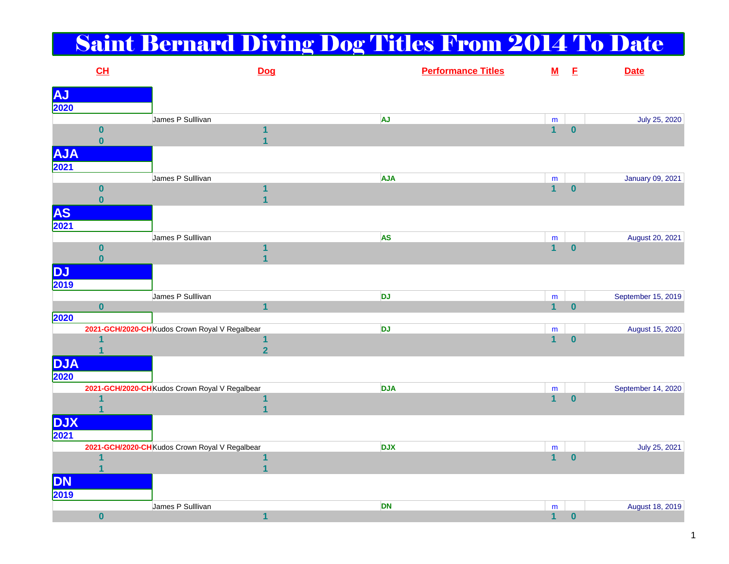# Saint Bernard Diving Dog Titles From 2014 To Date

| CH | Dog | Performance Titles | M | F | Date |
|---|---|---|---|---|---|
| **AJ** | | | | | |
| **2020** | | | | | |
| | James P Sulllivan | AJ | m | | July 25, 2020 |
| 0 | 1 | | 1 | 0 | |
| 0 | 1 | | | | |
| **AJA** | | | | | |
| **2021** | | | | | |
| | James P Sulllivan | AJA | m | | January 09, 2021 |
| 0 | 1 | | 1 | 0 | |
| 0 | 1 | | | | |
| **AS** | | | | | |
| **2021** | | | | | |
| | James P Sulllivan | AS | m | | August 20, 2021 |
| 0 | 1 | | 1 | 0 | |
| 0 | 1 | | | | |
| **DJ** | | | | | |
| **2019** | | | | | |
| | James P Sulllivan | DJ | m | | September 15, 2019 |
| 0 | 1 | | 1 | 0 | |
| **2020** | | | | | |
| 2021-GCH/2020-CH | Kudos Crown Royal V Regalbear | DJ | m | | August 15, 2020 |
| 1 | 1 | | 1 | 0 | |
| 1 | 2 | | | | |
| **DJA** | | | | | |
| **2020** | | | | | |
| 2021-GCH/2020-CH | Kudos Crown Royal V Regalbear | DJA | m | | September 14, 2020 |
| 1 | 1 | | 1 | 0 | |
| 1 | 1 | | | | |
| **DJX** | | | | | |
| **2021** | | | | | |
| 2021-GCH/2020-CH | Kudos Crown Royal V Regalbear | DJX | m | | July 25, 2021 |
| 1 | 1 | | 1 | 0 | |
| 1 | 1 | | | | |
| **DN** | | | | | |
| **2019** | | | | | |
| | James P Sulllivan | DN | m | | August 18, 2019 |
| 0 | 1 | | 1 | 0 | |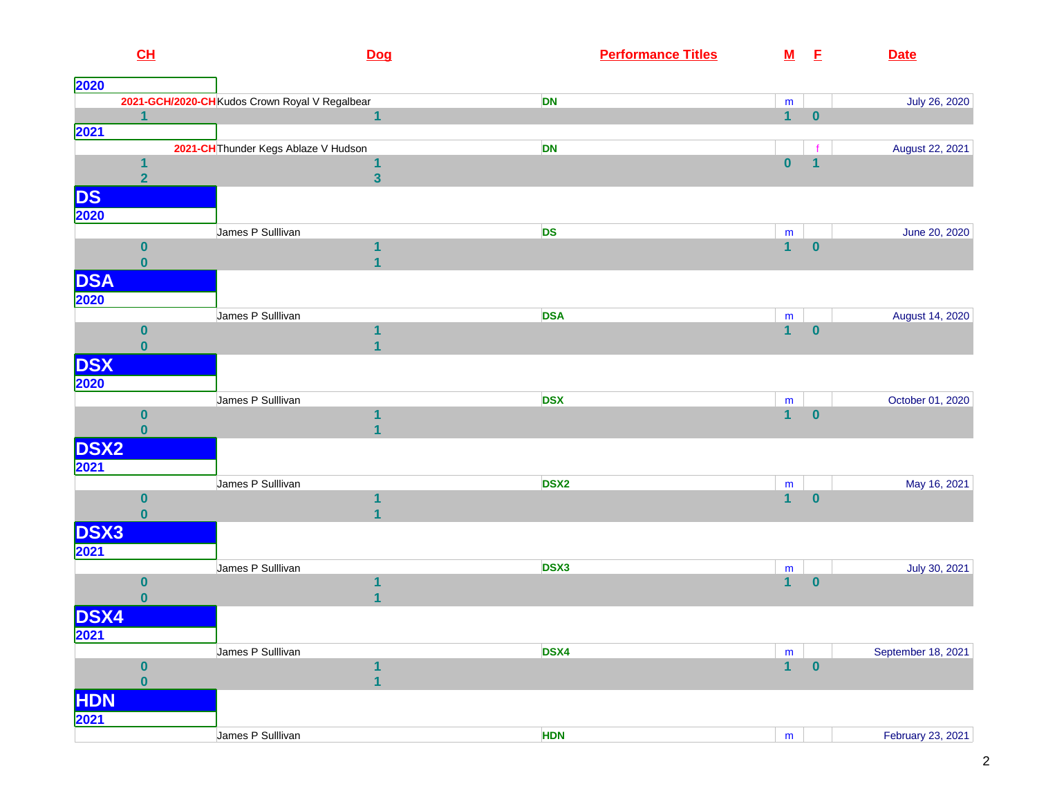| CH | Dog | Performance Titles | M | F | Date |
|---|---|---|---|---|---|
| **2020** | | | | | |
| 2021-GCH/2020-CH | Kudos Crown Royal V Regalbear | DN | m | | July 26, 2020 |
| 1 | 1 | | 1 | 0 | |
| **2021** | | | | | |
| 2021-CH | Thunder Kegs Ablaze V Hudson | DN | | f | August 22, 2021 |
| 1 | 1 | | 0 | 1 | |
| 2 | 3 | | | | |

## DS

| CH | Dog | Performance Titles | M | F | Date |
|---|---|---|---|---|---|
| **2020** | | | | | |
| | James P Sulllivan | DS | m | | June 20, 2020 |
| 0 | 1 | | 1 | 0 | |
| 0 | 1 | | | | |

## DSA

| CH | Dog | Performance Titles | M | F | Date |
|---|---|---|---|---|---|
| **2020** | | | | | |
| | James P Sulllivan | DSA | m | | August 14, 2020 |
| 0 | 1 | | 1 | 0 | |
| 0 | 1 | | | | |

## DSX

| CH | Dog | Performance Titles | M | F | Date |
|---|---|---|---|---|---|
| **2020** | | | | | |
| | James P Sulllivan | DSX | m | | October 01, 2020 |
| 0 | 1 | | 1 | 0 | |
| 0 | 1 | | | | |

## DSX2

| CH | Dog | Performance Titles | M | F | Date |
|---|---|---|---|---|---|
| **2021** | | | | | |
| | James P Sulllivan | DSX2 | m | | May 16, 2021 |
| 0 | 1 | | 1 | 0 | |
| 0 | 1 | | | | |

## DSX3

| CH | Dog | Performance Titles | M | F | Date |
|---|---|---|---|---|---|
| **2021** | | | | | |
| | James P Sulllivan | DSX3 | m | | July 30, 2021 |
| 0 | 1 | | 1 | 0 | |
| 0 | 1 | | | | |

## DSX4

| CH | Dog | Performance Titles | M | F | Date |
|---|---|---|---|---|---|
| **2021** | | | | | |
| | James P Sulllivan | DSX4 | m | | September 18, 2021 |
| 0 | 1 | | 1 | 0 | |
| 0 | 1 | | | | |

## HDN

| CH | Dog | Performance Titles | M | F | Date |
|---|---|---|---|---|---|
| **2021** | | | | | |
| | James P Sulllivan | HDN | m | | February 23, 2021 |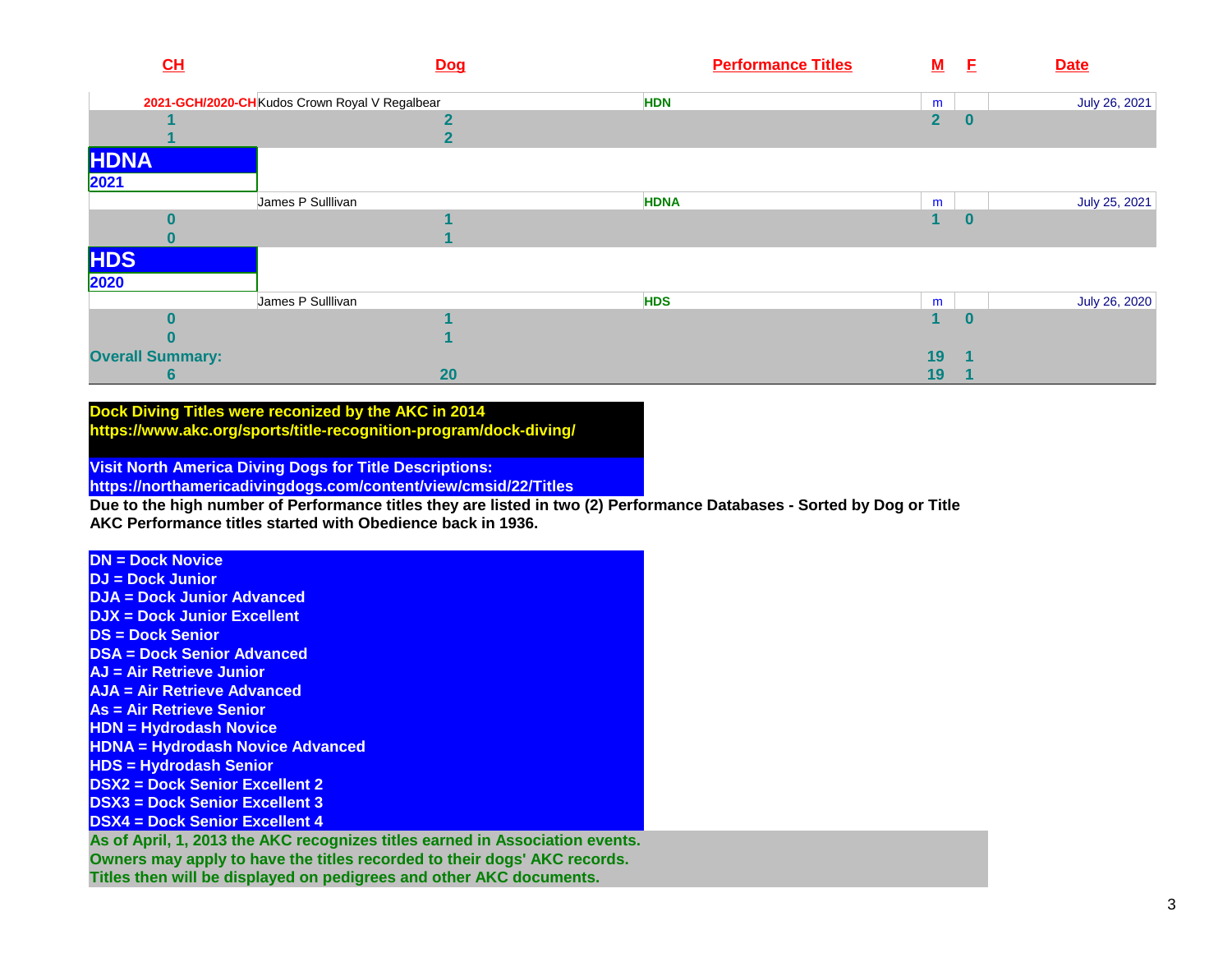| CH | Dog | Performance Titles | M | F | Date |
|---|---|---|---|---|---|
| 2021-GCH/2020-CH | Kudos Crown Royal V Regalbear | HDN | m | | July 26, 2021 |
| 1 | 2 | | 2 | 0 | |
| 1 | 2 | | | | |

## HDNA

**2021**

| CH | Dog | Performance Titles | M | F | Date |
|---|---|---|---|---|---|
| | James P Sulllivan | HDNA | m | | July 25, 2021 |
| 0 | 1 | | 1 | 0 | |
| 0 | 1 | | | | |

## HDS

**2020**

| CH | Dog | Performance Titles | M | F | Date |
|---|---|---|---|---|---|
| | James P Sulllivan | HDS | m | | July 26, 2020 |
| 0 | 1 | | 1 | 0 | |
| 0 | 1 | | | | |
| **Overall Summary:** | | | 19 | 1 | |
| 6 | 20 | | 19 | 1 | |

**Dock Diving Titles were reconized by the AKC in 2014**
**https://www.akc.org/sports/title-recognition-program/dock-diving/**

**Visit North America Diving Dogs for Title Descriptions:**
**https://northamericadivingdogs.com/content/view/cmsid/22/Titles**

**Due to the high number of Performance titles they are listed in two (2) Performance Databases - Sorted by Dog or Title**
**AKC Performance titles started with Obedience back in 1936.**

- **DN = Dock Novice**
- **DJ = Dock Junior**
- **DJA = Dock Junior Advanced**
- **DJX = Dock Junior Excellent**
- **DS = Dock Senior**
- **DSA = Dock Senior Advanced**
- **AJ = Air Retrieve Junior**
- **AJA = Air Retrieve Advanced**
- **As = Air Retrieve Senior**
- **HDN = Hydrodash Novice**
- **HDNA = Hydrodash Novice Advanced**
- **HDS = Hydrodash Senior**
- **DSX2 = Dock Senior Excellent 2**
- **DSX3 = Dock Senior Excellent 3**
- **DSX4 = Dock Senior Excellent 4**

**As of April, 1, 2013 the AKC recognizes titles earned in Association events.**
**Owners may apply to have the titles recorded to their dogs' AKC records.**
**Titles then will be displayed on pedigrees and other AKC documents.**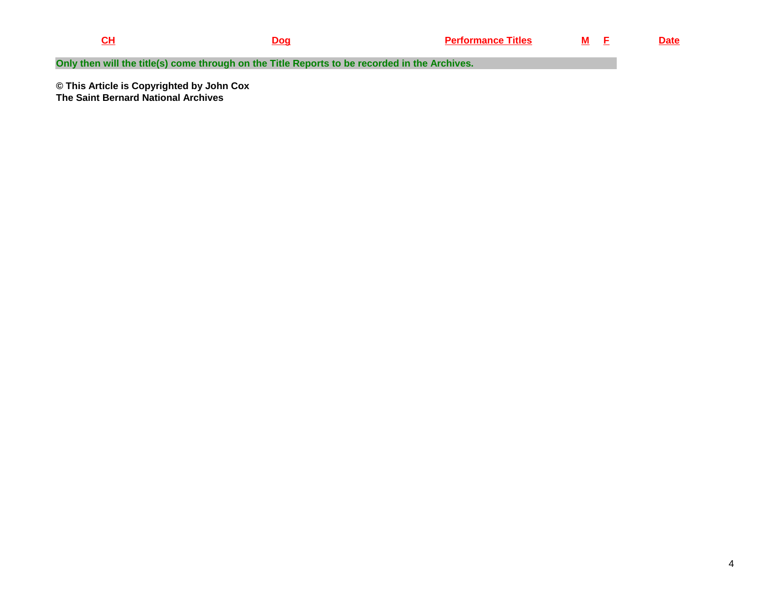| CH | Dog | Performance Titles | M | F | Date |
| --- | --- | --- | --- | --- | --- |

**Only then will the title(s) come through on the Title Reports to be recorded in the Archives.**

**© This Article is Copyrighted by John Cox**
**The Saint Bernard National Archives**